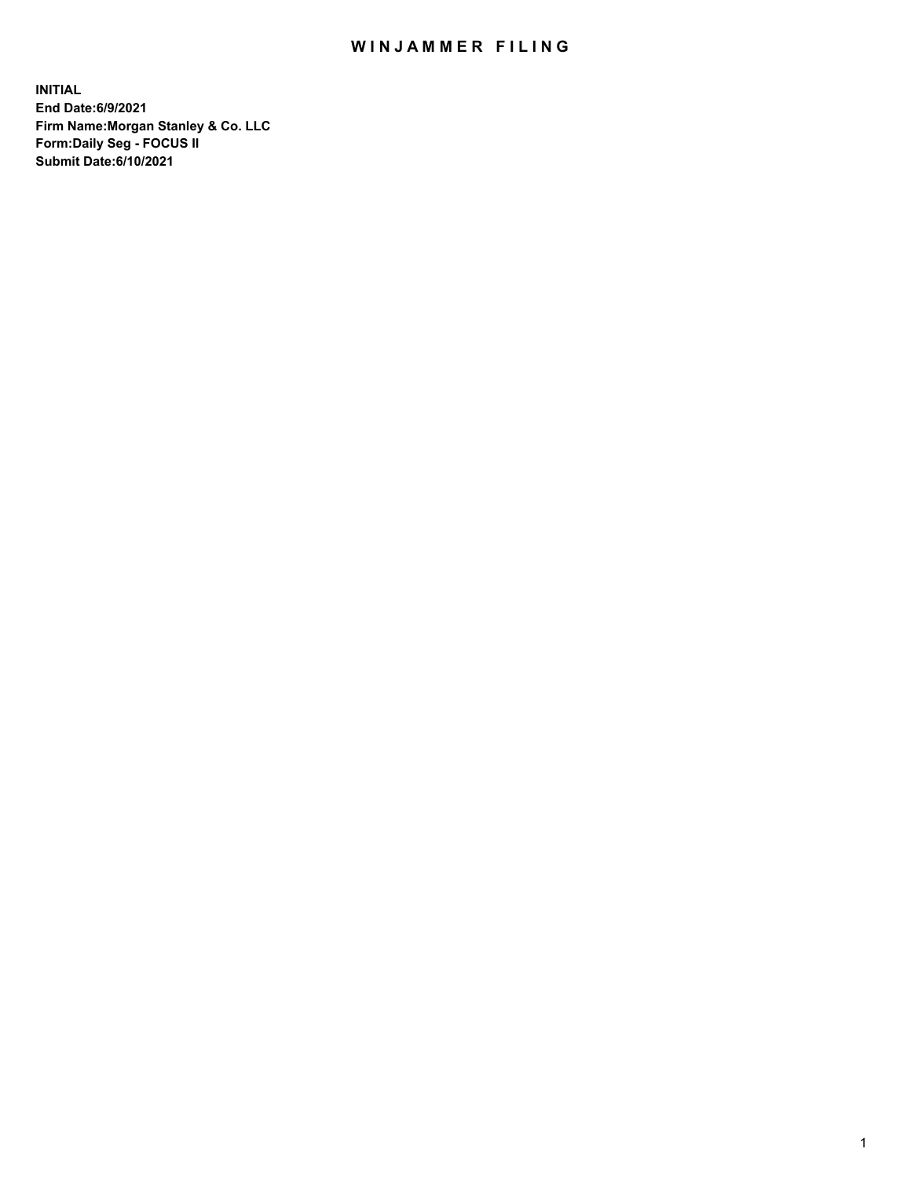# WINJAMMER FILING

**INITIAL**
**End Date:6/9/2021**
**Firm Name:Morgan Stanley & Co. LLC**
**Form:Daily Seg - FOCUS II**
**Submit Date:6/10/2021**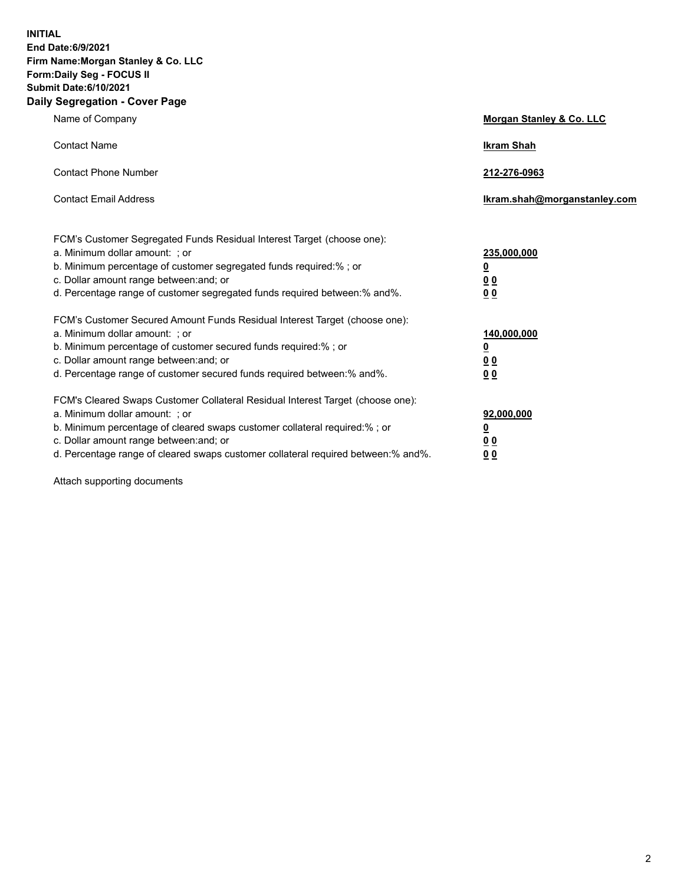**INITIAL**
**End Date:6/9/2021**
**Firm Name:Morgan Stanley & Co. LLC**
**Form:Daily Seg - FOCUS II**
**Submit Date:6/10/2021**

## Daily Segregation - Cover Page

| | |
|---|---|
| Name of Company | **Morgan Stanley & Co. LLC** |
| Contact Name | **Ikram Shah** |
| Contact Phone Number | **212-276-0963** |
| Contact Email Address | **Ikram.shah@morganstanley.com** |

FCM's Customer Segregated Funds Residual Interest Target (choose one):

| | |
|---|---|
| a. Minimum dollar amount: ; or | **235,000,000** |
| b. Minimum percentage of customer segregated funds required:% ; or | **0** |
| c. Dollar amount range between:and; or | **0 0** |
| d. Percentage range of customer segregated funds required between:% and%. | **0 0** |

FCM's Customer Secured Amount Funds Residual Interest Target (choose one):

| | |
|---|---|
| a. Minimum dollar amount: ; or | **140,000,000** |
| b. Minimum percentage of customer secured funds required:% ; or | **0** |
| c. Dollar amount range between:and; or | **0 0** |
| d. Percentage range of customer secured funds required between:% and%. | **0 0** |

FCM's Cleared Swaps Customer Collateral Residual Interest Target (choose one):

| | |
|---|---|
| a. Minimum dollar amount: ; or | **92,000,000** |
| b. Minimum percentage of cleared swaps customer collateral required:% ; or | **0** |
| c. Dollar amount range between:and; or | **0 0** |
| d. Percentage range of cleared swaps customer collateral required between:% and%. | **0 0** |

Attach supporting documents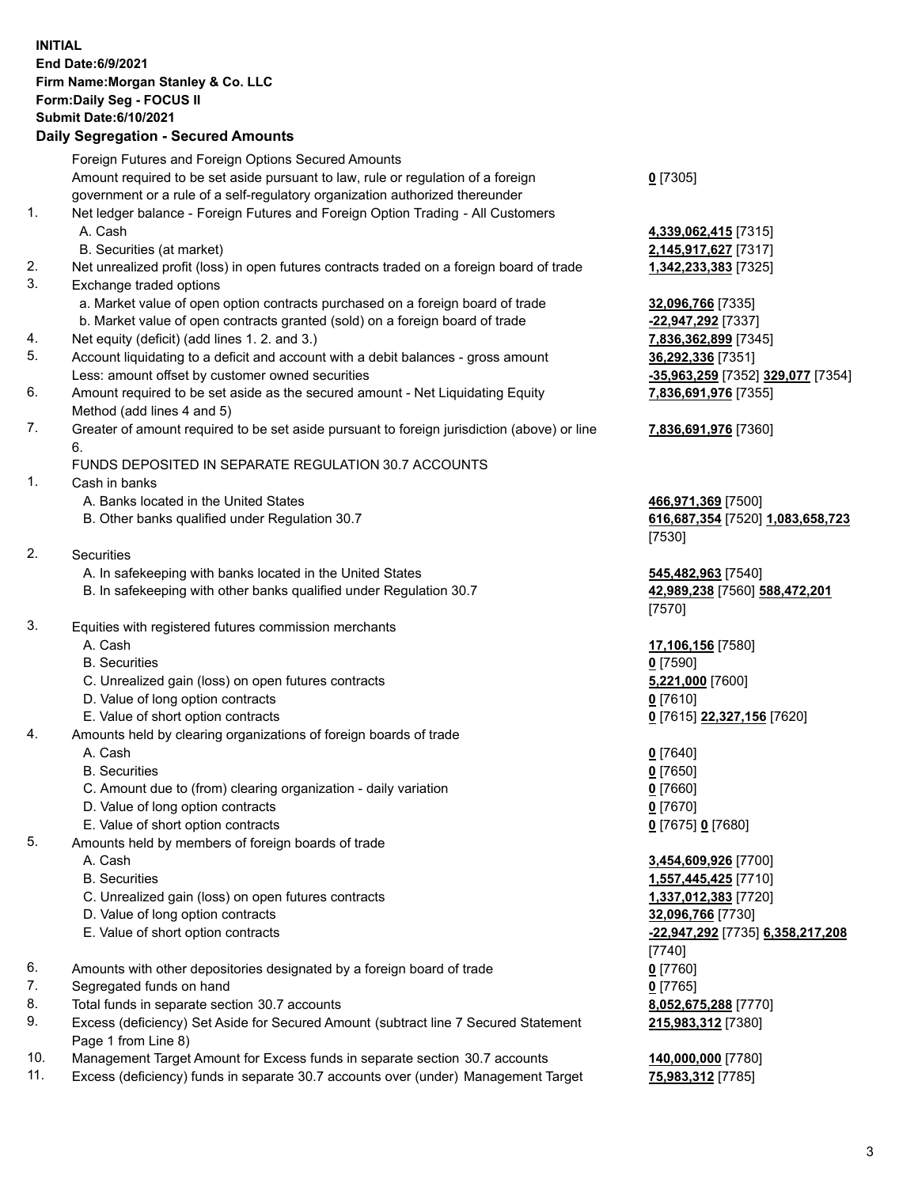**INITIAL**
**End Date:6/9/2021**
**Firm Name:Morgan Stanley & Co. LLC**
**Form:Daily Seg - FOCUS II**
**Submit Date:6/10/2021**

**Daily Segregation - Secured Amounts**

| | | |
|---|---|---|
| | Foreign Futures and Foreign Options Secured Amounts | |
| | Amount required to be set aside pursuant to law, rule or regulation of a foreign government or a rule of a self-regulatory organization authorized thereunder | **0** [7305] |
| 1. | Net ledger balance - Foreign Futures and Foreign Option Trading - All Customers | |
| | A. Cash | **4,339,062,415** [7315] |
| | B. Securities (at market) | **2,145,917,627** [7317] |
| 2. | Net unrealized profit (loss) in open futures contracts traded on a foreign board of trade | **1,342,233,383** [7325] |
| 3. | Exchange traded options | |
| | a. Market value of open option contracts purchased on a foreign board of trade | **32,096,766** [7335] |
| | b. Market value of open contracts granted (sold) on a foreign board of trade | **-22,947,292** [7337] |
| 4. | Net equity (deficit) (add lines 1. 2. and 3.) | **7,836,362,899** [7345] |
| 5. | Account liquidating to a deficit and account with a debit balances - gross amount | **36,292,336** [7351] |
| | Less: amount offset by customer owned securities | **-35,963,259** [7352] **329,077** [7354] |
| 6. | Amount required to be set aside as the secured amount - Net Liquidating Equity Method (add lines 4 and 5) | **7,836,691,976** [7355] |
| 7. | Greater of amount required to be set aside pursuant to foreign jurisdiction (above) or line 6. | **7,836,691,976** [7360] |
| | FUNDS DEPOSITED IN SEPARATE REGULATION 30.7 ACCOUNTS | |
| 1. | Cash in banks | |
| | A. Banks located in the United States | **466,971,369** [7500] |
| | B. Other banks qualified under Regulation 30.7 | **616,687,354** [7520] **1,083,658,723** [7530] |
| 2. | Securities | |
| | A. In safekeeping with banks located in the United States | **545,482,963** [7540] |
| | B. In safekeeping with other banks qualified under Regulation 30.7 | **42,989,238** [7560] **588,472,201** [7570] |
| 3. | Equities with registered futures commission merchants | |
| | A. Cash | **17,106,156** [7580] |
| | B. Securities | **0** [7590] |
| | C. Unrealized gain (loss) on open futures contracts | **5,221,000** [7600] |
| | D. Value of long option contracts | **0** [7610] |
| | E. Value of short option contracts | **0** [7615] **22,327,156** [7620] |
| 4. | Amounts held by clearing organizations of foreign boards of trade | |
| | A. Cash | **0** [7640] |
| | B. Securities | **0** [7650] |
| | C. Amount due to (from) clearing organization - daily variation | **0** [7660] |
| | D. Value of long option contracts | **0** [7670] |
| | E. Value of short option contracts | **0** [7675] **0** [7680] |
| 5. | Amounts held by members of foreign boards of trade | |
| | A. Cash | **3,454,609,926** [7700] |
| | B. Securities | **1,557,445,425** [7710] |
| | C. Unrealized gain (loss) on open futures contracts | **1,337,012,383** [7720] |
| | D. Value of long option contracts | **32,096,766** [7730] |
| | E. Value of short option contracts | **-22,947,292** [7735] **6,358,217,208** [7740] |
| 6. | Amounts with other depositories designated by a foreign board of trade | **0** [7760] |
| 7. | Segregated funds on hand | **0** [7765] |
| 8. | Total funds in separate section 30.7 accounts | **8,052,675,288** [7770] |
| 9. | Excess (deficiency) Set Aside for Secured Amount (subtract line 7 Secured Statement Page 1 from Line 8) | **215,983,312** [7380] |
| 10. | Management Target Amount for Excess funds in separate section 30.7 accounts | **140,000,000** [7780] |
| 11. | Excess (deficiency) funds in separate 30.7 accounts over (under) Management Target | **75,983,312** [7785] |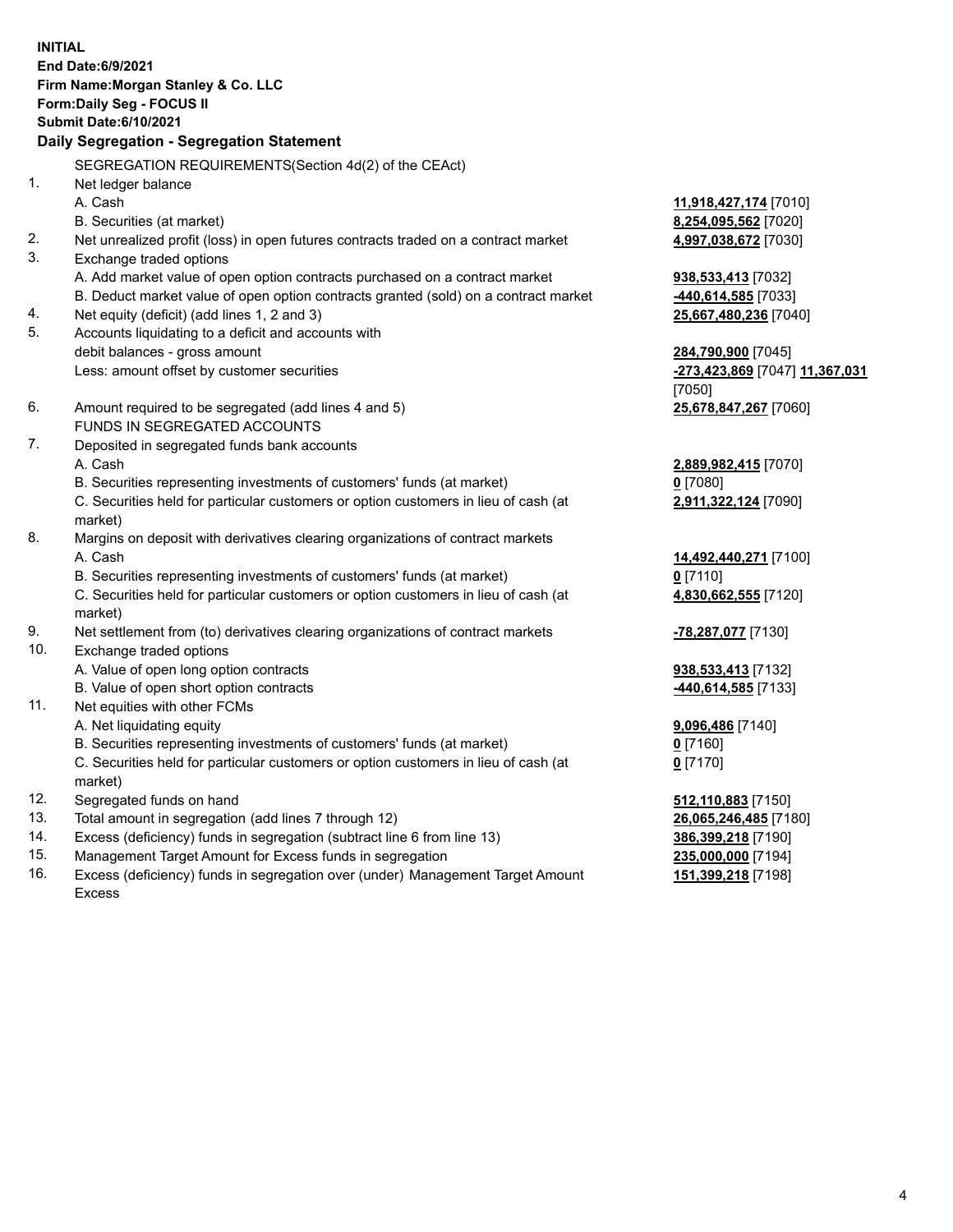**INITIAL**
**End Date:6/9/2021**
**Firm Name:Morgan Stanley & Co. LLC**
**Form:Daily Seg - FOCUS II**
**Submit Date:6/10/2021**

### Daily Segregation - Segregation Statement

SEGREGATION REQUIREMENTS(Section 4d(2) of the CEAct)

| | | |
|---|---|---|
| 1. | Net ledger balance | |
| | A. Cash | **11,918,427,174** [7010] |
| | B. Securities (at market) | **8,254,095,562** [7020] |
| 2. | Net unrealized profit (loss) in open futures contracts traded on a contract market | **4,997,038,672** [7030] |
| 3. | Exchange traded options | |
| | A. Add market value of open option contracts purchased on a contract market | **938,533,413** [7032] |
| | B. Deduct market value of open option contracts granted (sold) on a contract market | **-440,614,585** [7033] |
| 4. | Net equity (deficit) (add lines 1, 2 and 3) | **25,667,480,236** [7040] |
| 5. | Accounts liquidating to a deficit and accounts with debit balances - gross amount | **284,790,900** [7045] |
| | Less: amount offset by customer securities | **-273,423,869** [7047] **11,367,031** [7050] |
| 6. | Amount required to be segregated (add lines 4 and 5) | **25,678,847,267** [7060] |
| | FUNDS IN SEGREGATED ACCOUNTS | |
| 7. | Deposited in segregated funds bank accounts | |
| | A. Cash | **2,889,982,415** [7070] |
| | B. Securities representing investments of customers' funds (at market) | **0** [7080] |
| | C. Securities held for particular customers or option customers in lieu of cash (at market) | **2,911,322,124** [7090] |
| 8. | Margins on deposit with derivatives clearing organizations of contract markets | |
| | A. Cash | **14,492,440,271** [7100] |
| | B. Securities representing investments of customers' funds (at market) | **0** [7110] |
| | C. Securities held for particular customers or option customers in lieu of cash (at market) | **4,830,662,555** [7120] |
| 9. | Net settlement from (to) derivatives clearing organizations of contract markets | **-78,287,077** [7130] |
| 10. | Exchange traded options | |
| | A. Value of open long option contracts | **938,533,413** [7132] |
| | B. Value of open short option contracts | **-440,614,585** [7133] |
| 11. | Net equities with other FCMs | |
| | A. Net liquidating equity | **9,096,486** [7140] |
| | B. Securities representing investments of customers' funds (at market) | **0** [7160] |
| | C. Securities held for particular customers or option customers in lieu of cash (at market) | **0** [7170] |
| 12. | Segregated funds on hand | **512,110,883** [7150] |
| 13. | Total amount in segregation (add lines 7 through 12) | **26,065,246,485** [7180] |
| 14. | Excess (deficiency) funds in segregation (subtract line 6 from line 13) | **386,399,218** [7190] |
| 15. | Management Target Amount for Excess funds in segregation | **235,000,000** [7194] |
| 16. | Excess (deficiency) funds in segregation over (under) Management Target Amount Excess | **151,399,218** [7198] |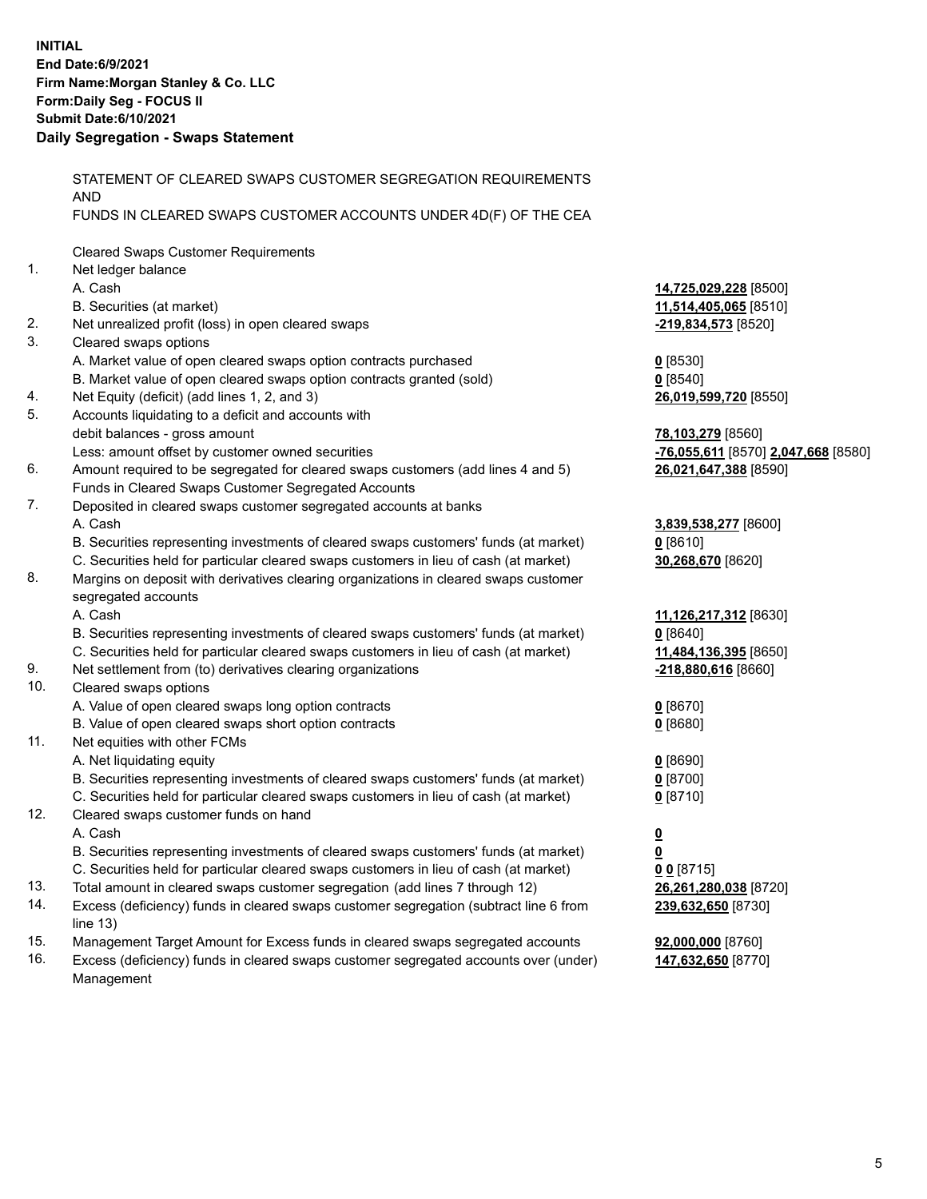**INITIAL**
**End Date:6/9/2021**
**Firm Name:Morgan Stanley & Co. LLC**
**Form:Daily Seg - FOCUS II**
**Submit Date:6/10/2021**
**Daily Segregation - Swaps Statement**

STATEMENT OF CLEARED SWAPS CUSTOMER SEGREGATION REQUIREMENTS AND FUNDS IN CLEARED SWAPS CUSTOMER ACCOUNTS UNDER 4D(F) OF THE CEA

| | | |
|---|---|---|
| | Cleared Swaps Customer Requirements | |
| 1. | Net ledger balance | |
| | A. Cash | **14,725,029,228** [8500] |
| | B. Securities (at market) | **11,514,405,065** [8510] |
| 2. | Net unrealized profit (loss) in open cleared swaps | **-219,834,573** [8520] |
| 3. | Cleared swaps options | |
| | A. Market value of open cleared swaps option contracts purchased | **0** [8530] |
| | B. Market value of open cleared swaps option contracts granted (sold) | **0** [8540] |
| 4. | Net Equity (deficit) (add lines 1, 2, and 3) | **26,019,599,720** [8550] |
| 5. | Accounts liquidating to a deficit and accounts with debit balances - gross amount | **78,103,279** [8560] |
| | Less: amount offset by customer owned securities | **-76,055,611** [8570] **2,047,668** [8580] |
| 6. | Amount required to be segregated for cleared swaps customers (add lines 4 and 5) | **26,021,647,388** [8590] |
| | Funds in Cleared Swaps Customer Segregated Accounts | |
| 7. | Deposited in cleared swaps customer segregated accounts at banks | |
| | A. Cash | **3,839,538,277** [8600] |
| | B. Securities representing investments of cleared swaps customers' funds (at market) | **0** [8610] |
| | C. Securities held for particular cleared swaps customers in lieu of cash (at market) | **30,268,670** [8620] |
| 8. | Margins on deposit with derivatives clearing organizations in cleared swaps customer segregated accounts | |
| | A. Cash | **11,126,217,312** [8630] |
| | B. Securities representing investments of cleared swaps customers' funds (at market) | **0** [8640] |
| | C. Securities held for particular cleared swaps customers in lieu of cash (at market) | **11,484,136,395** [8650] |
| 9. | Net settlement from (to) derivatives clearing organizations | **-218,880,616** [8660] |
| 10. | Cleared swaps options | |
| | A. Value of open cleared swaps long option contracts | **0** [8670] |
| | B. Value of open cleared swaps short option contracts | **0** [8680] |
| 11. | Net equities with other FCMs | |
| | A. Net liquidating equity | **0** [8690] |
| | B. Securities representing investments of cleared swaps customers' funds (at market) | **0** [8700] |
| | C. Securities held for particular cleared swaps customers in lieu of cash (at market) | **0** [8710] |
| 12. | Cleared swaps customer funds on hand | |
| | A. Cash | **0** |
| | B. Securities representing investments of cleared swaps customers' funds (at market) | **0** |
| | C. Securities held for particular cleared swaps customers in lieu of cash (at market) | **0** **0** [8715] |
| 13. | Total amount in cleared swaps customer segregation (add lines 7 through 12) | **26,261,280,038** [8720] |
| 14. | Excess (deficiency) funds in cleared swaps customer segregation (subtract line 6 from line 13) | **239,632,650** [8730] |
| 15. | Management Target Amount for Excess funds in cleared swaps segregated accounts | **92,000,000** [8760] |
| 16. | Excess (deficiency) funds in cleared swaps customer segregated accounts over (under) Management | **147,632,650** [8770] |